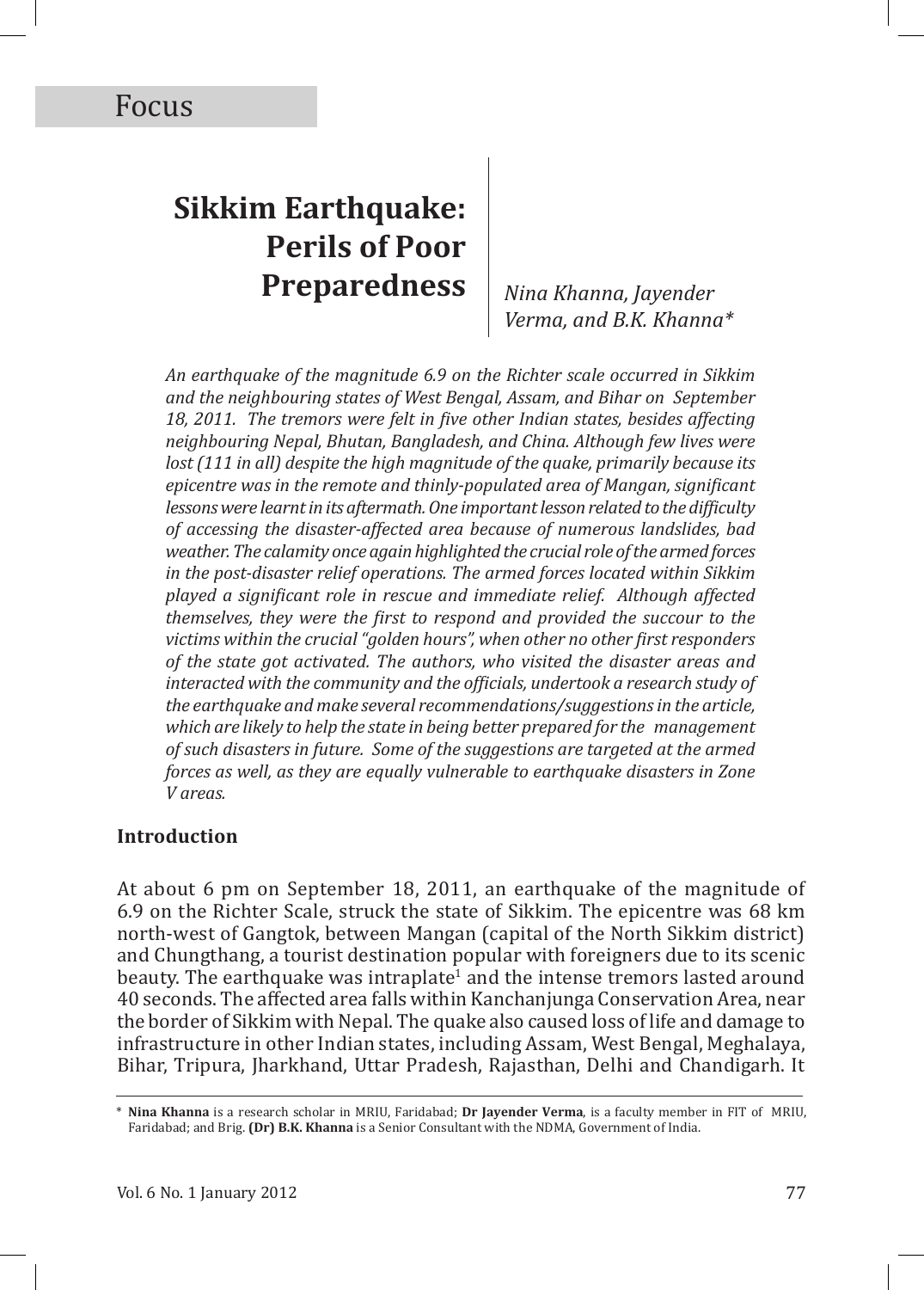Focus

# Sikkim Earthquake: Perils of Poor Preparedness

*Nina Khanna, Jayender Verma, and B.K. Khanna**

*An earthquake of the magnitude 6.9 on the Richter scale occurred in Sikkim and the neighbouring states of West Bengal, Assam, and Bihar on September 18, 2011. The tremors were felt in five other Indian states, besides affecting neighbouring Nepal, Bhutan, Bangladesh, and China. Although few lives were lost (111 in all) despite the high magnitude of the quake, primarily because its epicentre was in the remote and thinly-populated area of Mangan, significant lessons were learnt in its aftermath. One important lesson related to the difficulty of accessing the disaster-affected area because of numerous landslides, bad weather. The calamity once again highlighted the crucial role of the armed forces in the post-disaster relief operations. The armed forces located within Sikkim played a significant role in rescue and immediate relief. Although affected themselves, they were the first to respond and provided the succour to the victims within the crucial "golden hours", when other no other first responders of the state got activated. The authors, who visited the disaster areas and interacted with the community and the officials, undertook a research study of the earthquake and make several recommendations/suggestions in the article, which are likely to help the state in being better prepared for the management of such disasters in future. Some of the suggestions are targeted at the armed forces as well, as they are equally vulnerable to earthquake disasters in Zone V areas.*

## Introduction

At about 6 pm on September 18, 2011, an earthquake of the magnitude of 6.9 on the Richter Scale, struck the state of Sikkim. The epicentre was 68 km north-west of Gangtok, between Mangan (capital of the North Sikkim district) and Chungthang, a tourist destination popular with foreigners due to its scenic beauty. The earthquake was intraplate[1] and the intense tremors lasted around 40 seconds. The affected area falls within Kanchanjunga Conservation Area, near the border of Sikkim with Nepal. The quake also caused loss of life and damage to infrastructure in other Indian states, including Assam, West Bengal, Meghalaya, Bihar, Tripura, Jharkhand, Uttar Pradesh, Rajasthan, Delhi and Chandigarh. It

---

\* **Nina Khanna** is a research scholar in MRIU, Faridabad; **Dr Jayender Verma**, is a faculty member in FIT of MRIU, Faridabad; and Brig. **(Dr) B.K. Khanna** is a Senior Consultant with the NDMA, Government of India.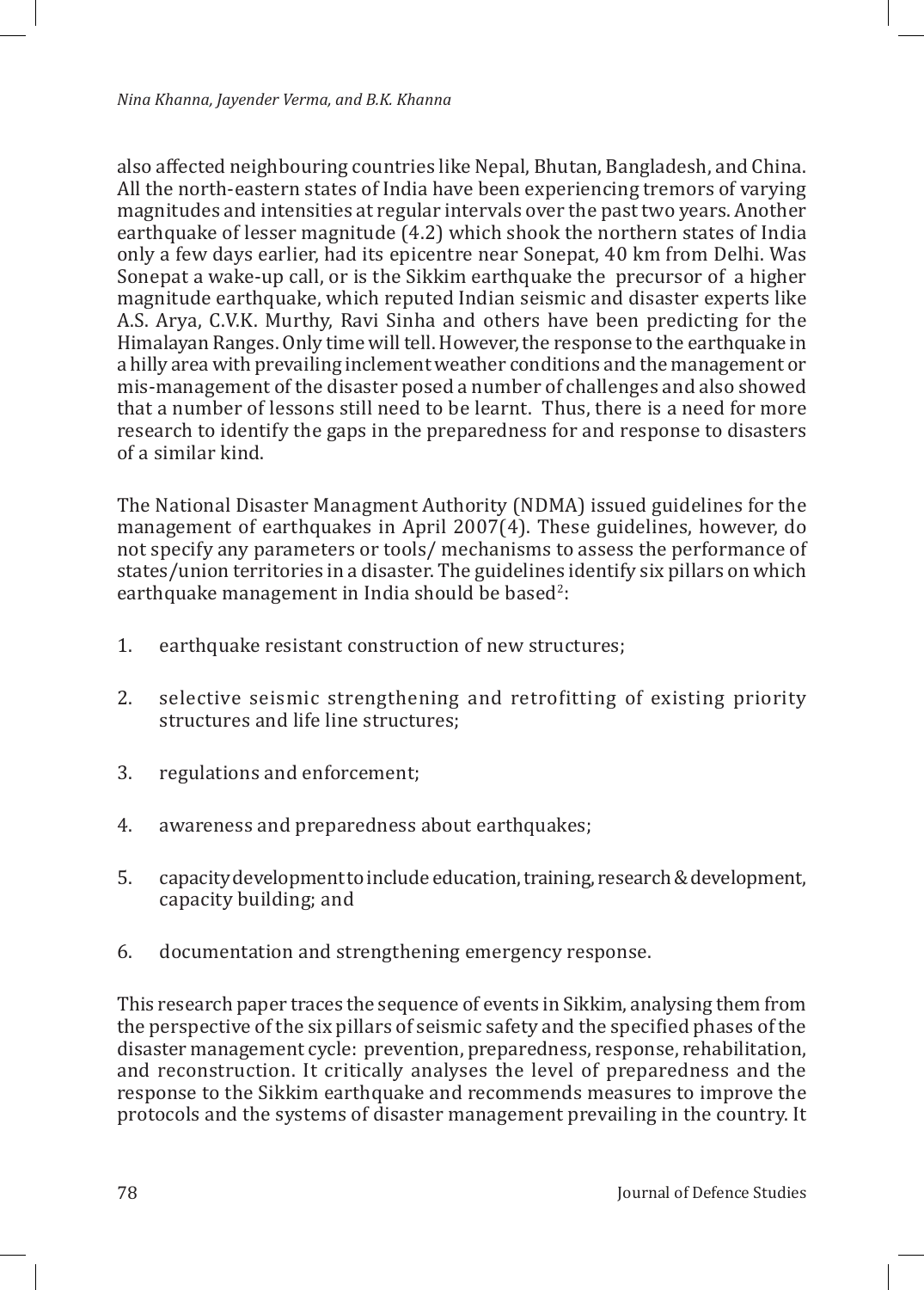also affected neighbouring countries like Nepal, Bhutan, Bangladesh, and China. All the north-eastern states of India have been experiencing tremors of varying magnitudes and intensities at regular intervals over the past two years. Another earthquake of lesser magnitude (4.2) which shook the northern states of India only a few days earlier, had its epicentre near Sonepat, 40 km from Delhi. Was Sonepat a wake-up call, or is the Sikkim earthquake the precursor of a higher magnitude earthquake, which reputed Indian seismic and disaster experts like A.S. Arya, C.V.K. Murthy, Ravi Sinha and others have been predicting for the Himalayan Ranges. Only time will tell. However, the response to the earthquake in a hilly area with prevailing inclement weather conditions and the management or mis-management of the disaster posed a number of challenges and also showed that a number of lessons still need to be learnt. Thus, there is a need for more research to identify the gaps in the preparedness for and response to disasters of a similar kind.

The National Disaster Managment Authority (NDMA) issued guidelines for the management of earthquakes in April 2007(4). These guidelines, however, do not specify any parameters or tools/ mechanisms to assess the performance of states/union territories in a disaster. The guidelines identify six pillars on which earthquake management in India should be based[2]:

1. earthquake resistant construction of new structures;
2. selective seismic strengthening and retrofitting of existing priority structures and life line structures;
3. regulations and enforcement;
4. awareness and preparedness about earthquakes;
5. capacity development to include education, training, research & development, capacity building; and
6. documentation and strengthening emergency response.

This research paper traces the sequence of events in Sikkim, analysing them from the perspective of the six pillars of seismic safety and the specified phases of the disaster management cycle: prevention, preparedness, response, rehabilitation, and reconstruction. It critically analyses the level of preparedness and the response to the Sikkim earthquake and recommends measures to improve the protocols and the systems of disaster management prevailing in the country. It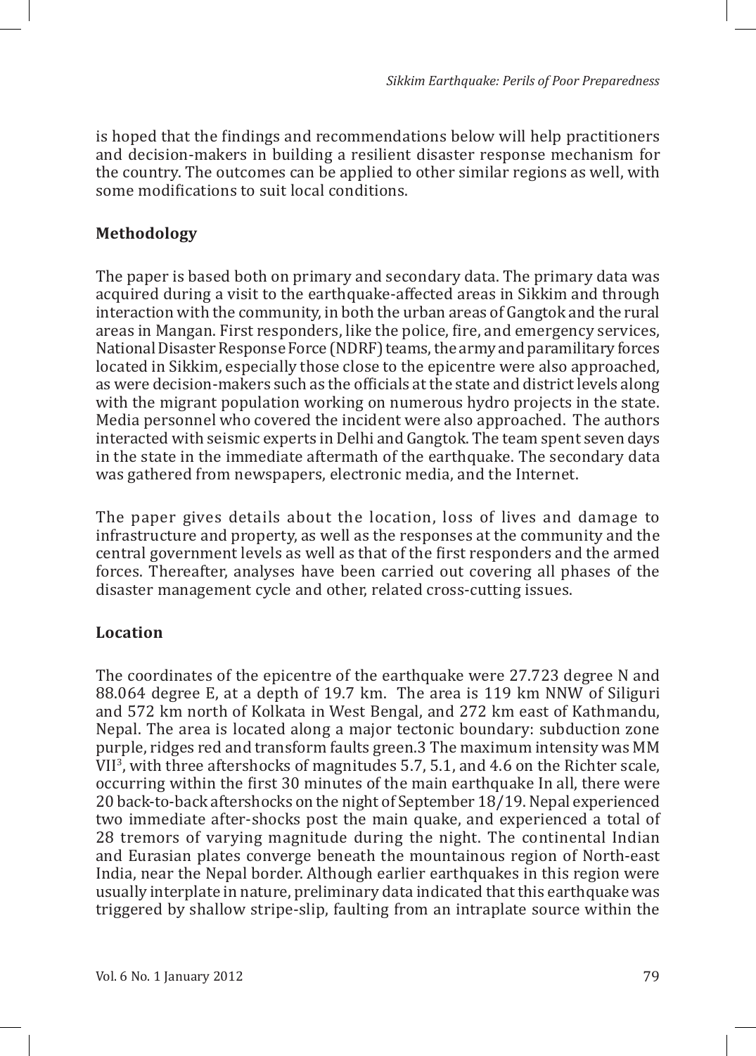is hoped that the findings and recommendations below will help practitioners and decision-makers in building a resilient disaster response mechanism for the country. The outcomes can be applied to other similar regions as well, with some modifications to suit local conditions.

## Methodology

The paper is based both on primary and secondary data. The primary data was acquired during a visit to the earthquake-affected areas in Sikkim and through interaction with the community, in both the urban areas of Gangtok and the rural areas in Mangan. First responders, like the police, fire, and emergency services, National Disaster Response Force (NDRF) teams, the army and paramilitary forces located in Sikkim, especially those close to the epicentre were also approached, as were decision-makers such as the officials at the state and district levels along with the migrant population working on numerous hydro projects in the state. Media personnel who covered the incident were also approached. The authors interacted with seismic experts in Delhi and Gangtok. The team spent seven days in the state in the immediate aftermath of the earthquake. The secondary data was gathered from newspapers, electronic media, and the Internet.

The paper gives details about the location, loss of lives and damage to infrastructure and property, as well as the responses at the community and the central government levels as well as that of the first responders and the armed forces. Thereafter, analyses have been carried out covering all phases of the disaster management cycle and other, related cross-cutting issues.

## Location

The coordinates of the epicentre of the earthquake were 27.723 degree N and 88.064 degree E, at a depth of 19.7 km. The area is 119 km NNW of Siliguri and 572 km north of Kolkata in West Bengal, and 272 km east of Kathmandu, Nepal. The area is located along a major tectonic boundary: subduction zone purple, ridges red and transform faults green.3 The maximum intensity was MM VII[3], with three aftershocks of magnitudes 5.7, 5.1, and 4.6 on the Richter scale, occurring within the first 30 minutes of the main earthquake In all, there were 20 back-to-back aftershocks on the night of September 18/19. Nepal experienced two immediate after-shocks post the main quake, and experienced a total of 28 tremors of varying magnitude during the night. The continental Indian and Eurasian plates converge beneath the mountainous region of North-east India, near the Nepal border. Although earlier earthquakes in this region were usually interplate in nature, preliminary data indicated that this earthquake was triggered by shallow stripe-slip, faulting from an intraplate source within the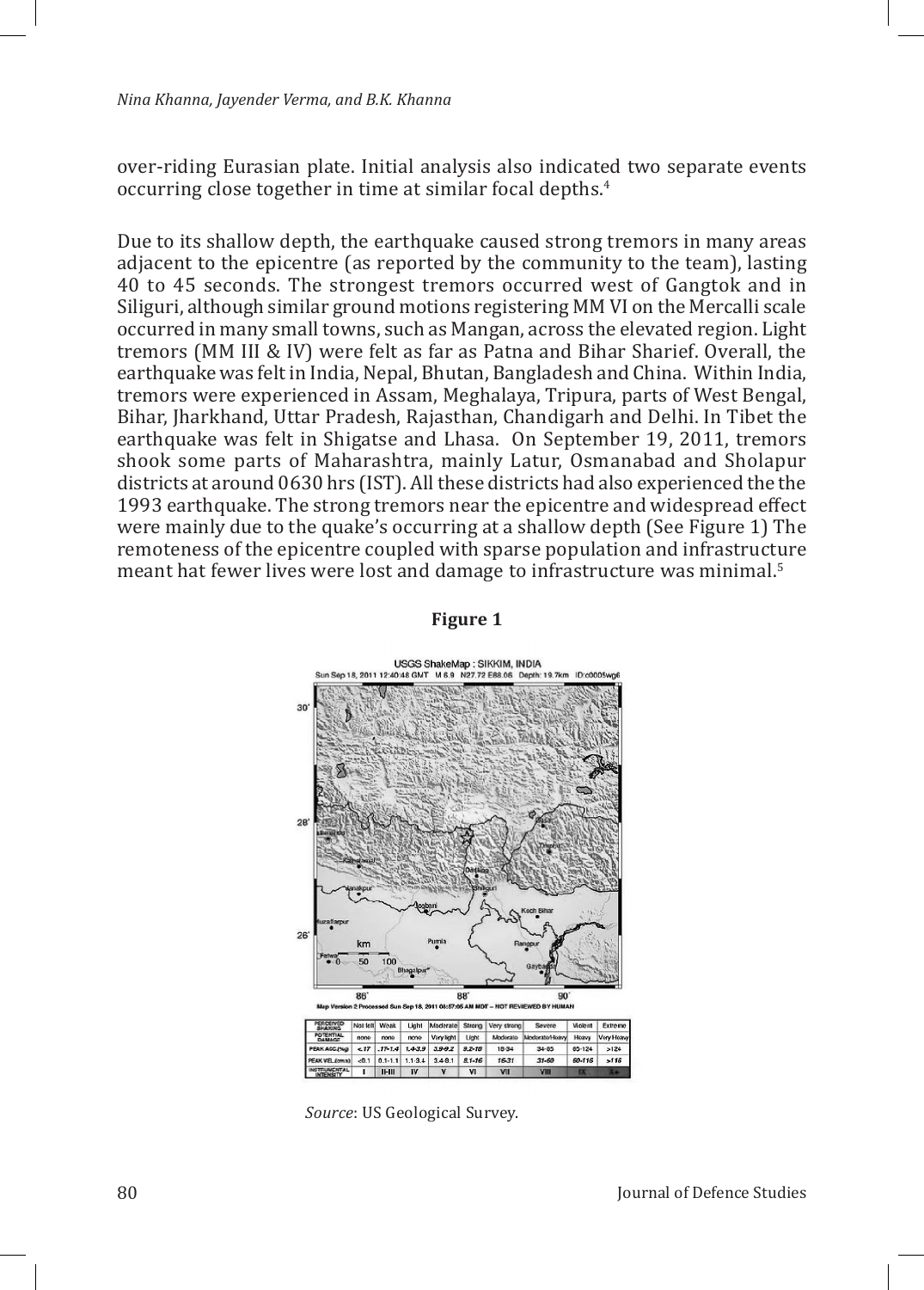over-riding Eurasian plate. Initial analysis also indicated two separate events occurring close together in time at similar focal depths.[4]

Due to its shallow depth, the earthquake caused strong tremors in many areas adjacent to the epicentre (as reported by the community to the team), lasting 40 to 45 seconds. The strongest tremors occurred west of Gangtok and in Siliguri, although similar ground motions registering MM VI on the Mercalli scale occurred in many small towns, such as Mangan, across the elevated region. Light tremors (MM III & IV) were felt as far as Patna and Bihar Sharief. Overall, the earthquake was felt in India, Nepal, Bhutan, Bangladesh and China. Within India, tremors were experienced in Assam, Meghalaya, Tripura, parts of West Bengal, Bihar, Jharkhand, Uttar Pradesh, Rajasthan, Chandigarh and Delhi. In Tibet the earthquake was felt in Shigatse and Lhasa. On September 19, 2011, tremors shook some parts of Maharashtra, mainly Latur, Osmanabad and Sholapur districts at around 0630 hrs (IST). All these districts had also experienced the the 1993 earthquake. The strong tremors near the epicentre and widespread effect were mainly due to the quake's occurring at a shallow depth (See Figure 1) The remoteness of the epicentre coupled with sparse population and infrastructure meant hat fewer lives were lost and damage to infrastructure was minimal.[5]

**Figure 1**

USGS ShakeMap : SIKKIM, INDIA
Sun Sep 18, 2011 12:40:48 GMT M 6.9 N27.72 E88.06 Depth: 19.7km ID:c0005wg6

Map Version 2 Processed Sun Sep 18, 2011 08:57:05 AM MDT – NOT REVIEWED BY HUMAN

| PERCEIVED SHAKING | Not felt | Weak | Light | Moderate | Strong | Very strong | Severe | Violent | Extreme |
|---|---|---|---|---|---|---|---|---|---|
| POTENTIAL DAMAGE | none | none | none | Very light | Light | Moderate | Moderate/Heavy | Heavy | Very Heavy |
| PEAK ACC.(%g) | <.17 | .17-1.4 | 1.4-3.9 | 3.9-9.2 | 9.2-18 | 18-34 | 34-65 | 65-124 | >124 |
| PEAK VEL.(cm/s) | <0.1 | 0.1-1.1 | 1.1-3.4 | 3.4-8.1 | 8.1-16 | 16-31 | 31-60 | 60-116 | >116 |
| INSTRUMENTAL INTENSITY | I | II-III | IV | V | VI | VII | VIII | IX | X+ |

*Source*: US Geological Survey.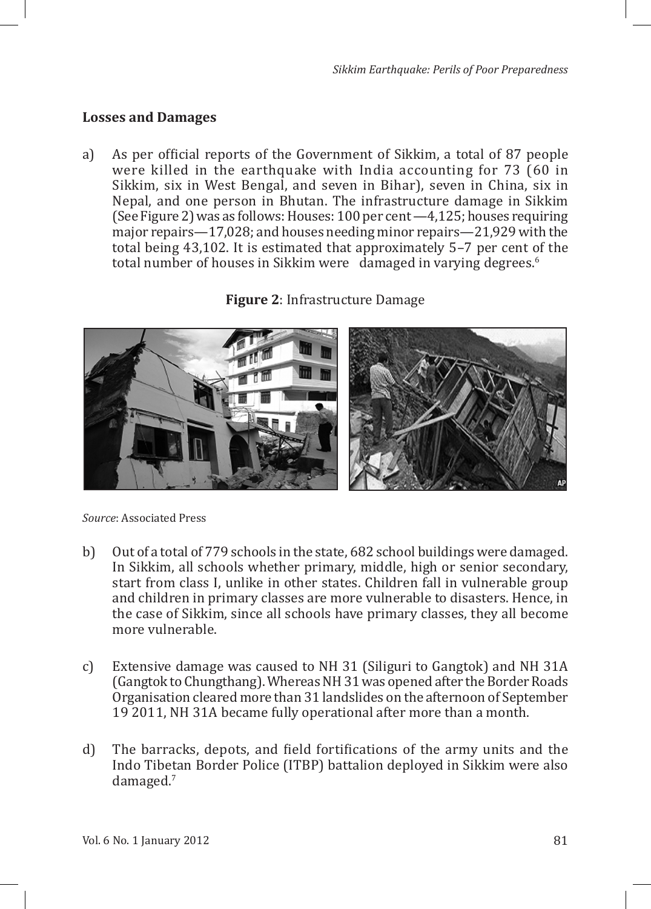## Losses and Damages

a) As per official reports of the Government of Sikkim, a total of 87 people were killed in the earthquake with India accounting for 73 (60 in Sikkim, six in West Bengal, and seven in Bihar), seven in China, six in Nepal, and one person in Bhutan. The infrastructure damage in Sikkim (See Figure 2) was as follows: Houses: 100 per cent —4,125; houses requiring major repairs—17,028; and houses needing minor repairs—21,929 with the total being 43,102. It is estimated that approximately 5–7 per cent of the total number of houses in Sikkim were damaged in varying degrees.[6]

**Figure 2**: Infrastructure Damage

*Source*: Associated Press

b) Out of a total of 779 schools in the state, 682 school buildings were damaged. In Sikkim, all schools whether primary, middle, high or senior secondary, start from class I, unlike in other states. Children fall in vulnerable group and children in primary classes are more vulnerable to disasters. Hence, in the case of Sikkim, since all schools have primary classes, they all become more vulnerable.

c) Extensive damage was caused to NH 31 (Siliguri to Gangtok) and NH 31A (Gangtok to Chungthang). Whereas NH 31 was opened after the Border Roads Organisation cleared more than 31 landslides on the afternoon of September 19 2011, NH 31A became fully operational after more than a month.

d) The barracks, depots, and field fortifications of the army units and the Indo Tibetan Border Police (ITBP) battalion deployed in Sikkim were also damaged.[7]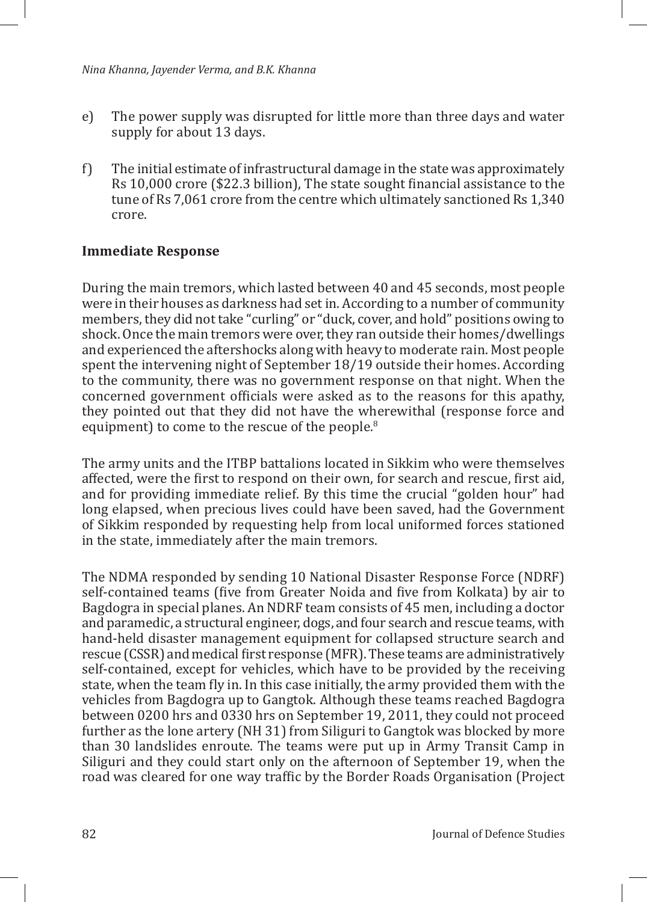e) The power supply was disrupted for little more than three days and water supply for about 13 days.

f) The initial estimate of infrastructural damage in the state was approximately Rs 10,000 crore ($22.3 billion), The state sought financial assistance to the tune of Rs 7,061 crore from the centre which ultimately sanctioned Rs 1,340 crore.

**Immediate Response**

During the main tremors, which lasted between 40 and 45 seconds, most people were in their houses as darkness had set in. According to a number of community members, they did not take "curling" or "duck, cover, and hold" positions owing to shock. Once the main tremors were over, they ran outside their homes/dwellings and experienced the aftershocks along with heavy to moderate rain. Most people spent the intervening night of September 18/19 outside their homes. According to the community, there was no government response on that night. When the concerned government officials were asked as to the reasons for this apathy, they pointed out that they did not have the wherewithal (response force and equipment) to come to the rescue of the people.[8]

The army units and the ITBP battalions located in Sikkim who were themselves affected, were the first to respond on their own, for search and rescue, first aid, and for providing immediate relief. By this time the crucial "golden hour" had long elapsed, when precious lives could have been saved, had the Government of Sikkim responded by requesting help from local uniformed forces stationed in the state, immediately after the main tremors.

The NDMA responded by sending 10 National Disaster Response Force (NDRF) self-contained teams (five from Greater Noida and five from Kolkata) by air to Bagdogra in special planes. An NDRF team consists of 45 men, including a doctor and paramedic, a structural engineer, dogs, and four search and rescue teams, with hand-held disaster management equipment for collapsed structure search and rescue (CSSR) and medical first response (MFR). These teams are administratively self-contained, except for vehicles, which have to be provided by the receiving state, when the team fly in. In this case initially, the army provided them with the vehicles from Bagdogra up to Gangtok. Although these teams reached Bagdogra between 0200 hrs and 0330 hrs on September 19, 2011, they could not proceed further as the lone artery (NH 31) from Siliguri to Gangtok was blocked by more than 30 landslides enroute. The teams were put up in Army Transit Camp in Siliguri and they could start only on the afternoon of September 19, when the road was cleared for one way traffic by the Border Roads Organisation (Project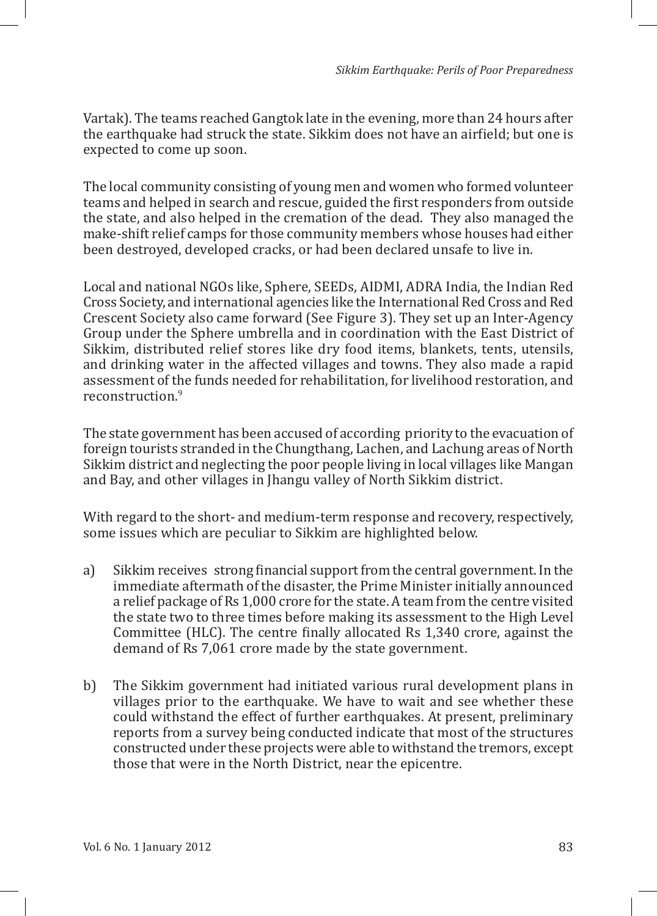Vartak). The teams reached Gangtok late in the evening, more than 24 hours after the earthquake had struck the state. Sikkim does not have an airfield; but one is expected to come up soon.

The local community consisting of young men and women who formed volunteer teams and helped in search and rescue, guided the first responders from outside the state, and also helped in the cremation of the dead. They also managed the make-shift relief camps for those community members whose houses had either been destroyed, developed cracks, or had been declared unsafe to live in.

Local and national NGOs like, Sphere, SEEDs, AIDMI, ADRA India, the Indian Red Cross Society, and international agencies like the International Red Cross and Red Crescent Society also came forward (See Figure 3). They set up an Inter-Agency Group under the Sphere umbrella and in coordination with the East District of Sikkim, distributed relief stores like dry food items, blankets, tents, utensils, and drinking water in the affected villages and towns. They also made a rapid assessment of the funds needed for rehabilitation, for livelihood restoration, and reconstruction.[9]

The state government has been accused of according priority to the evacuation of foreign tourists stranded in the Chungthang, Lachen, and Lachung areas of North Sikkim district and neglecting the poor people living in local villages like Mangan and Bay, and other villages in Jhangu valley of North Sikkim district.

With regard to the short- and medium-term response and recovery, respectively, some issues which are peculiar to Sikkim are highlighted below.

a) Sikkim receives strong financial support from the central government. In the immediate aftermath of the disaster, the Prime Minister initially announced a relief package of Rs 1,000 crore for the state. A team from the centre visited the state two to three times before making its assessment to the High Level Committee (HLC). The centre finally allocated Rs 1,340 crore, against the demand of Rs 7,061 crore made by the state government.

b) The Sikkim government had initiated various rural development plans in villages prior to the earthquake. We have to wait and see whether these could withstand the effect of further earthquakes. At present, preliminary reports from a survey being conducted indicate that most of the structures constructed under these projects were able to withstand the tremors, except those that were in the North District, near the epicentre.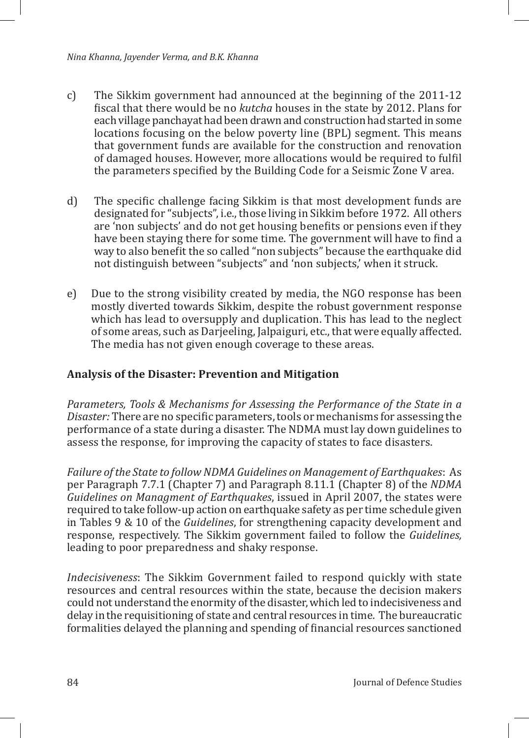c) The Sikkim government had announced at the beginning of the 2011-12 fiscal that there would be no *kutcha* houses in the state by 2012. Plans for each village panchayat had been drawn and construction had started in some locations focusing on the below poverty line (BPL) segment. This means that government funds are available for the construction and renovation of damaged houses. However, more allocations would be required to fulfil the parameters specified by the Building Code for a Seismic Zone V area.

d) The specific challenge facing Sikkim is that most development funds are designated for "subjects", i.e., those living in Sikkim before 1972. All others are 'non subjects' and do not get housing benefits or pensions even if they have been staying there for some time. The government will have to find a way to also benefit the so called "non subjects" because the earthquake did not distinguish between "subjects" and 'non subjects,' when it struck.

e) Due to the strong visibility created by media, the NGO response has been mostly diverted towards Sikkim, despite the robust government response which has lead to oversupply and duplication. This has lead to the neglect of some areas, such as Darjeeling, Jalpaiguri, etc., that were equally affected. The media has not given enough coverage to these areas.

**Analysis of the Disaster: Prevention and Mitigation**

*Parameters, Tools & Mechanisms for Assessing the Performance of the State in a Disaster:* There are no specific parameters, tools or mechanisms for assessing the performance of a state during a disaster. The NDMA must lay down guidelines to assess the response, for improving the capacity of states to face disasters.

*Failure of the State to follow NDMA Guidelines on Management of Earthquakes*: As per Paragraph 7.7.1 (Chapter 7) and Paragraph 8.11.1 (Chapter 8) of the *NDMA Guidelines on Managment of Earthquakes*, issued in April 2007, the states were required to take follow-up action on earthquake safety as per time schedule given in Tables 9 & 10 of the *Guidelines*, for strengthening capacity development and response, respectively. The Sikkim government failed to follow the *Guidelines,* leading to poor preparedness and shaky response.

*Indecisiveness*: The Sikkim Government failed to respond quickly with state resources and central resources within the state, because the decision makers could not understand the enormity of the disaster, which led to indecisiveness and delay in the requisitioning of state and central resources in time. The bureaucratic formalities delayed the planning and spending of financial resources sanctioned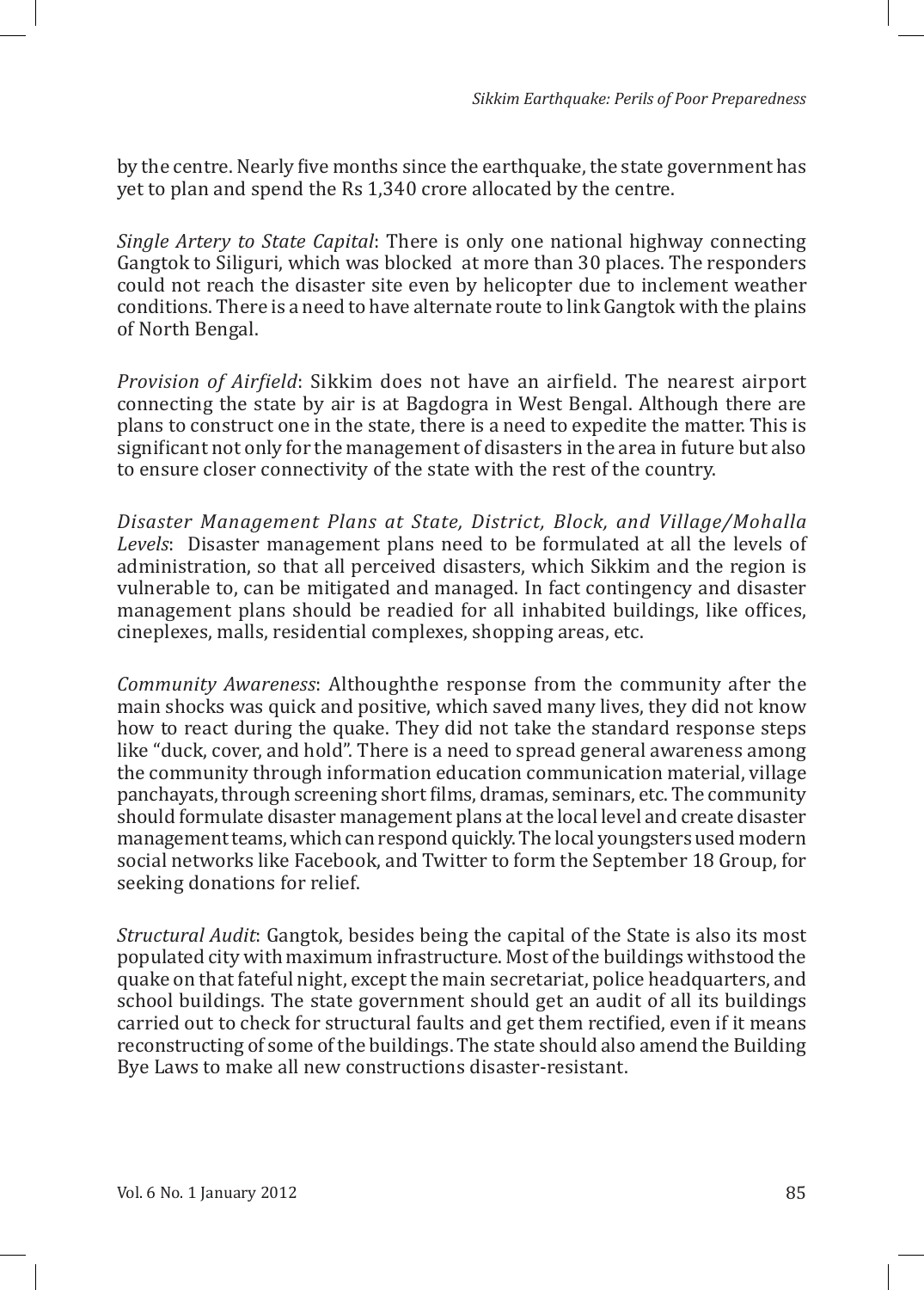by the centre. Nearly five months since the earthquake, the state government has yet to plan and spend the Rs 1,340 crore allocated by the centre.

*Single Artery to State Capital*: There is only one national highway connecting Gangtok to Siliguri, which was blocked at more than 30 places. The responders could not reach the disaster site even by helicopter due to inclement weather conditions. There is a need to have alternate route to link Gangtok with the plains of North Bengal.

*Provision of Airfield*: Sikkim does not have an airfield. The nearest airport connecting the state by air is at Bagdogra in West Bengal. Although there are plans to construct one in the state, there is a need to expedite the matter. This is significant not only for the management of disasters in the area in future but also to ensure closer connectivity of the state with the rest of the country.

*Disaster Management Plans at State, District, Block, and Village/Mohalla Levels*: Disaster management plans need to be formulated at all the levels of administration, so that all perceived disasters, which Sikkim and the region is vulnerable to, can be mitigated and managed. In fact contingency and disaster management plans should be readied for all inhabited buildings, like offices, cineplexes, malls, residential complexes, shopping areas, etc.

*Community Awareness*: Althoughthe response from the community after the main shocks was quick and positive, which saved many lives, they did not know how to react during the quake. They did not take the standard response steps like "duck, cover, and hold". There is a need to spread general awareness among the community through information education communication material, village panchayats, through screening short films, dramas, seminars, etc. The community should formulate disaster management plans at the local level and create disaster management teams, which can respond quickly. The local youngsters used modern social networks like Facebook, and Twitter to form the September 18 Group, for seeking donations for relief.

*Structural Audit*: Gangtok, besides being the capital of the State is also its most populated city with maximum infrastructure. Most of the buildings withstood the quake on that fateful night, except the main secretariat, police headquarters, and school buildings. The state government should get an audit of all its buildings carried out to check for structural faults and get them rectified, even if it means reconstructing of some of the buildings. The state should also amend the Building Bye Laws to make all new constructions disaster-resistant.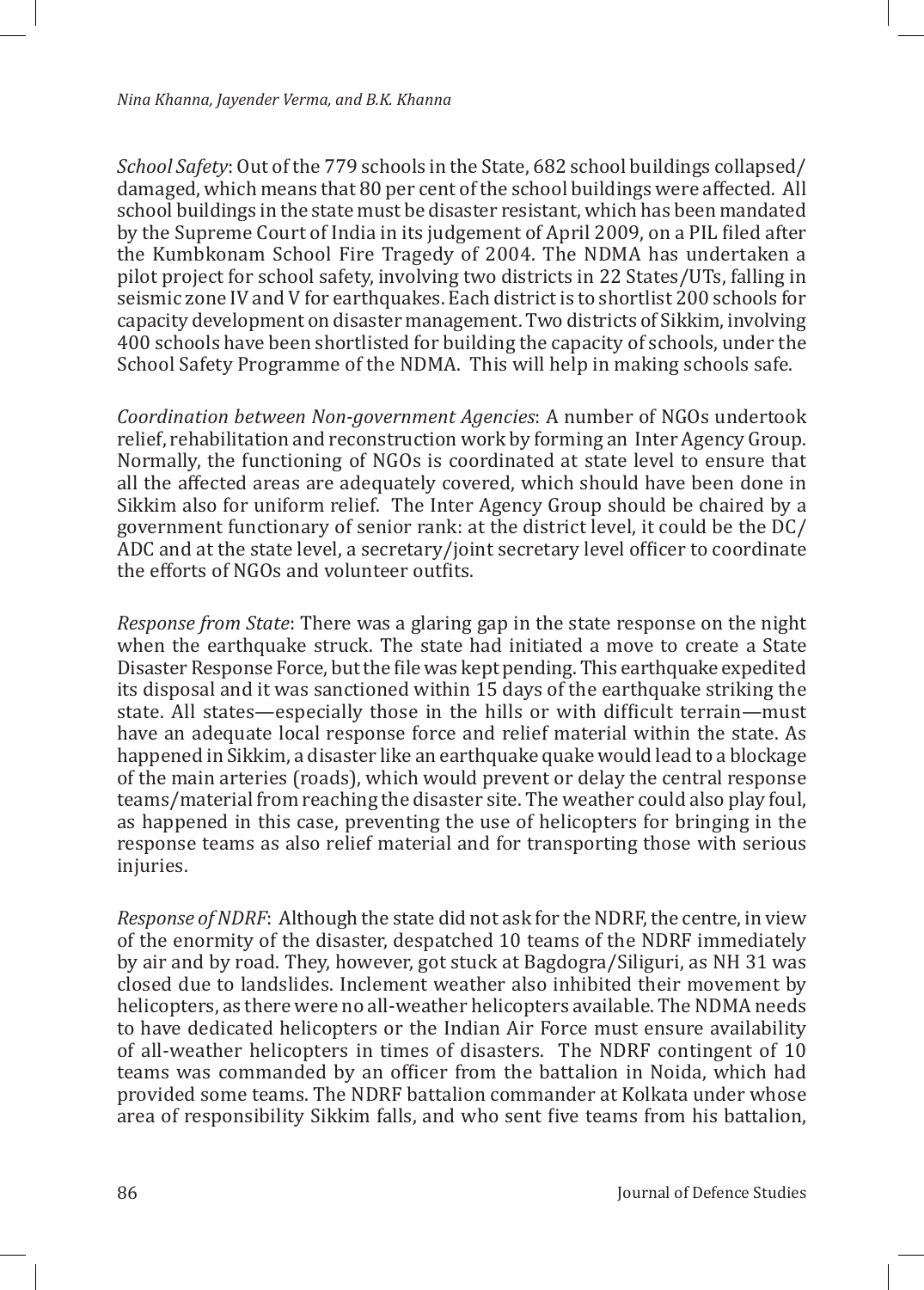*School Safety*: Out of the 779 schools in the State, 682 school buildings collapsed/damaged, which means that 80 per cent of the school buildings were affected. All school buildings in the state must be disaster resistant, which has been mandated by the Supreme Court of India in its judgement of April 2009, on a PIL filed after the Kumbkonam School Fire Tragedy of 2004. The NDMA has undertaken a pilot project for school safety, involving two districts in 22 States/UTs, falling in seismic zone IV and V for earthquakes. Each district is to shortlist 200 schools for capacity development on disaster management. Two districts of Sikkim, involving 400 schools have been shortlisted for building the capacity of schools, under the School Safety Programme of the NDMA. This will help in making schools safe.

*Coordination between Non-government Agencies*: A number of NGOs undertook relief, rehabilitation and reconstruction work by forming an Inter Agency Group. Normally, the functioning of NGOs is coordinated at state level to ensure that all the affected areas are adequately covered, which should have been done in Sikkim also for uniform relief. The Inter Agency Group should be chaired by a government functionary of senior rank: at the district level, it could be the DC/ADC and at the state level, a secretary/joint secretary level officer to coordinate the efforts of NGOs and volunteer outfits.

*Response from State*: There was a glaring gap in the state response on the night when the earthquake struck. The state had initiated a move to create a State Disaster Response Force, but the file was kept pending. This earthquake expedited its disposal and it was sanctioned within 15 days of the earthquake striking the state. All states—especially those in the hills or with difficult terrain—must have an adequate local response force and relief material within the state. As happened in Sikkim, a disaster like an earthquake quake would lead to a blockage of the main arteries (roads), which would prevent or delay the central response teams/material from reaching the disaster site. The weather could also play foul, as happened in this case, preventing the use of helicopters for bringing in the response teams as also relief material and for transporting those with serious injuries.

*Response of NDRF*: Although the state did not ask for the NDRF, the centre, in view of the enormity of the disaster, despatched 10 teams of the NDRF immediately by air and by road. They, however, got stuck at Bagdogra/Siliguri, as NH 31 was closed due to landslides. Inclement weather also inhibited their movement by helicopters, as there were no all-weather helicopters available. The NDMA needs to have dedicated helicopters or the Indian Air Force must ensure availability of all-weather helicopters in times of disasters. The NDRF contingent of 10 teams was commanded by an officer from the battalion in Noida, which had provided some teams. The NDRF battalion commander at Kolkata under whose area of responsibility Sikkim falls, and who sent five teams from his battalion,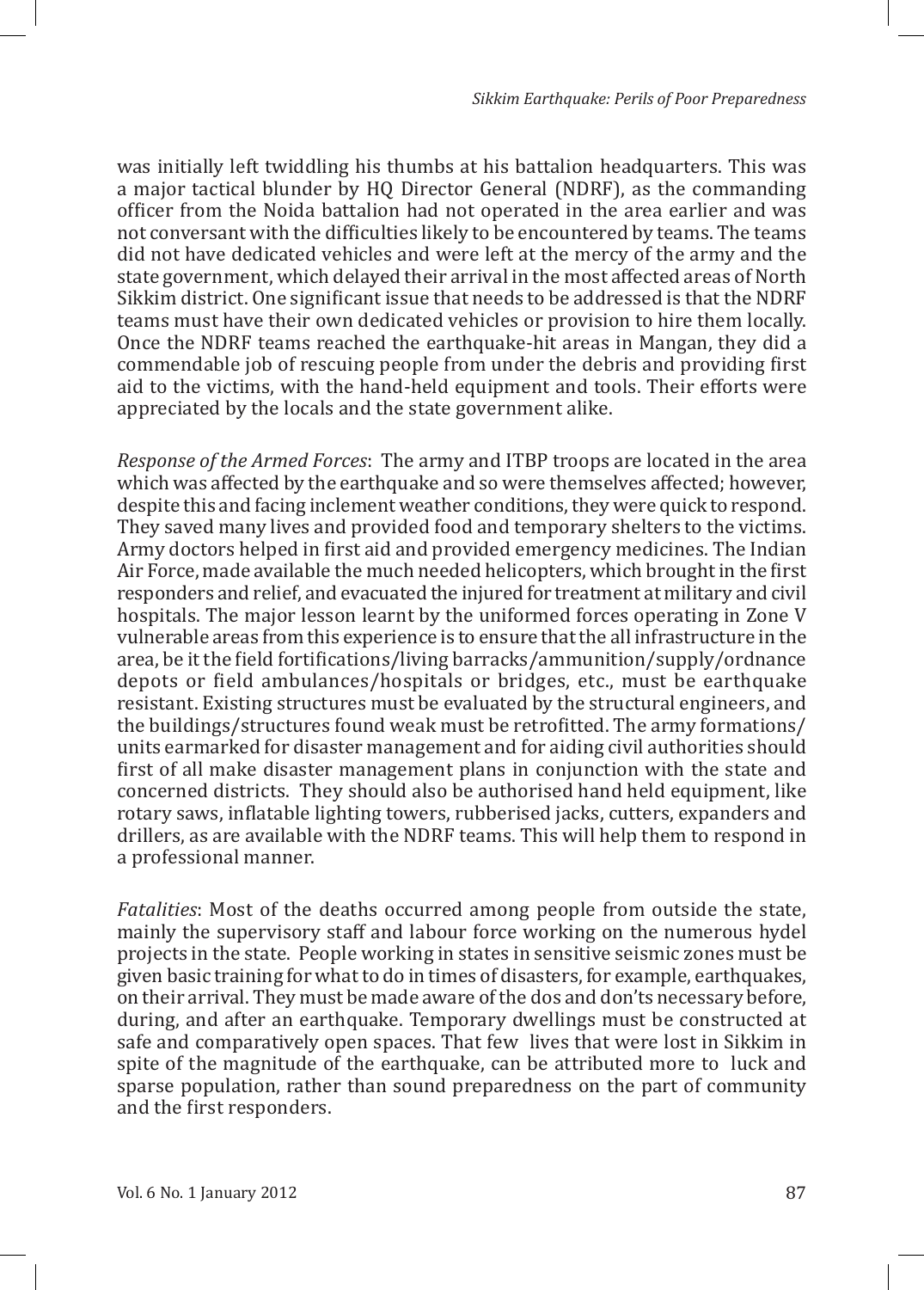was initially left twiddling his thumbs at his battalion headquarters. This was a major tactical blunder by HQ Director General (NDRF), as the commanding officer from the Noida battalion had not operated in the area earlier and was not conversant with the difficulties likely to be encountered by teams. The teams did not have dedicated vehicles and were left at the mercy of the army and the state government, which delayed their arrival in the most affected areas of North Sikkim district. One significant issue that needs to be addressed is that the NDRF teams must have their own dedicated vehicles or provision to hire them locally. Once the NDRF teams reached the earthquake-hit areas in Mangan, they did a commendable job of rescuing people from under the debris and providing first aid to the victims, with the hand-held equipment and tools. Their efforts were appreciated by the locals and the state government alike.

*Response of the Armed Forces*: The army and ITBP troops are located in the area which was affected by the earthquake and so were themselves affected; however, despite this and facing inclement weather conditions, they were quick to respond. They saved many lives and provided food and temporary shelters to the victims. Army doctors helped in first aid and provided emergency medicines. The Indian Air Force, made available the much needed helicopters, which brought in the first responders and relief, and evacuated the injured for treatment at military and civil hospitals. The major lesson learnt by the uniformed forces operating in Zone V vulnerable areas from this experience is to ensure that the all infrastructure in the area, be it the field fortifications/living barracks/ammunition/supply/ordnance depots or field ambulances/hospitals or bridges, etc., must be earthquake resistant. Existing structures must be evaluated by the structural engineers, and the buildings/structures found weak must be retrofitted. The army formations/units earmarked for disaster management and for aiding civil authorities should first of all make disaster management plans in conjunction with the state and concerned districts. They should also be authorised hand held equipment, like rotary saws, inflatable lighting towers, rubberised jacks, cutters, expanders and drillers, as are available with the NDRF teams. This will help them to respond in a professional manner.

*Fatalities*: Most of the deaths occurred among people from outside the state, mainly the supervisory staff and labour force working on the numerous hydel projects in the state. People working in states in sensitive seismic zones must be given basic training for what to do in times of disasters, for example, earthquakes, on their arrival. They must be made aware of the dos and don'ts necessary before, during, and after an earthquake. Temporary dwellings must be constructed at safe and comparatively open spaces. That few lives that were lost in Sikkim in spite of the magnitude of the earthquake, can be attributed more to luck and sparse population, rather than sound preparedness on the part of community and the first responders.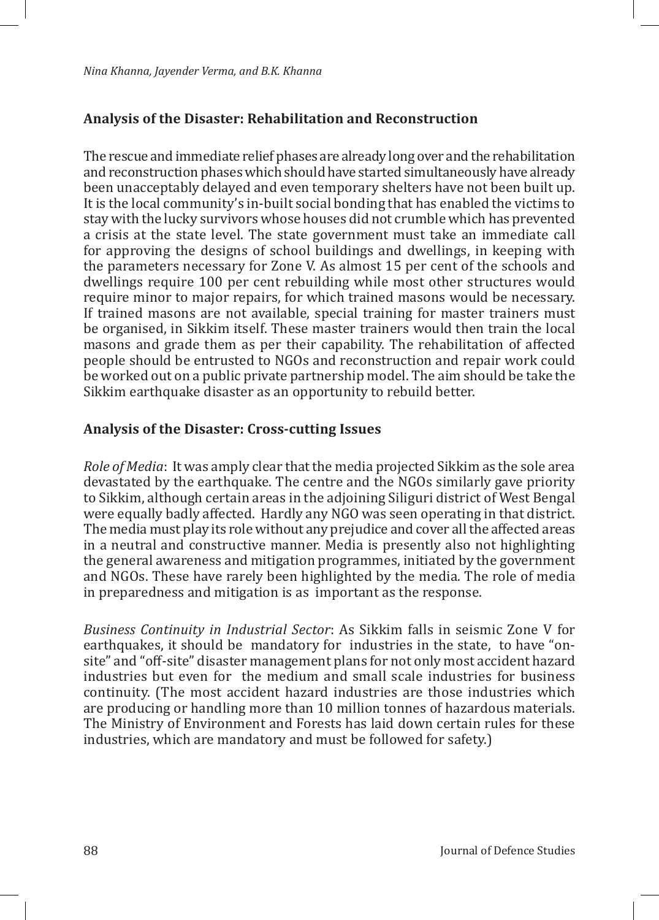## Analysis of the Disaster: Rehabilitation and Reconstruction

The rescue and immediate relief phases are already long over and the rehabilitation and reconstruction phases which should have started simultaneously have already been unacceptably delayed and even temporary shelters have not been built up. It is the local community's in-built social bonding that has enabled the victims to stay with the lucky survivors whose houses did not crumble which has prevented a crisis at the state level. The state government must take an immediate call for approving the designs of school buildings and dwellings, in keeping with the parameters necessary for Zone V. As almost 15 per cent of the schools and dwellings require 100 per cent rebuilding while most other structures would require minor to major repairs, for which trained masons would be necessary. If trained masons are not available, special training for master trainers must be organised, in Sikkim itself. These master trainers would then train the local masons and grade them as per their capability. The rehabilitation of affected people should be entrusted to NGOs and reconstruction and repair work could be worked out on a public private partnership model. The aim should be take the Sikkim earthquake disaster as an opportunity to rebuild better.

## Analysis of the Disaster: Cross-cutting Issues

*Role of Media*: It was amply clear that the media projected Sikkim as the sole area devastated by the earthquake. The centre and the NGOs similarly gave priority to Sikkim, although certain areas in the adjoining Siliguri district of West Bengal were equally badly affected. Hardly any NGO was seen operating in that district. The media must play its role without any prejudice and cover all the affected areas in a neutral and constructive manner. Media is presently also not highlighting the general awareness and mitigation programmes, initiated by the government and NGOs. These have rarely been highlighted by the media. The role of media in preparedness and mitigation is as important as the response.

*Business Continuity in Industrial Sector*: As Sikkim falls in seismic Zone V for earthquakes, it should be mandatory for industries in the state, to have "on-site" and "off-site" disaster management plans for not only most accident hazard industries but even for the medium and small scale industries for business continuity. (The most accident hazard industries are those industries which are producing or handling more than 10 million tonnes of hazardous materials. The Ministry of Environment and Forests has laid down certain rules for these industries, which are mandatory and must be followed for safety.)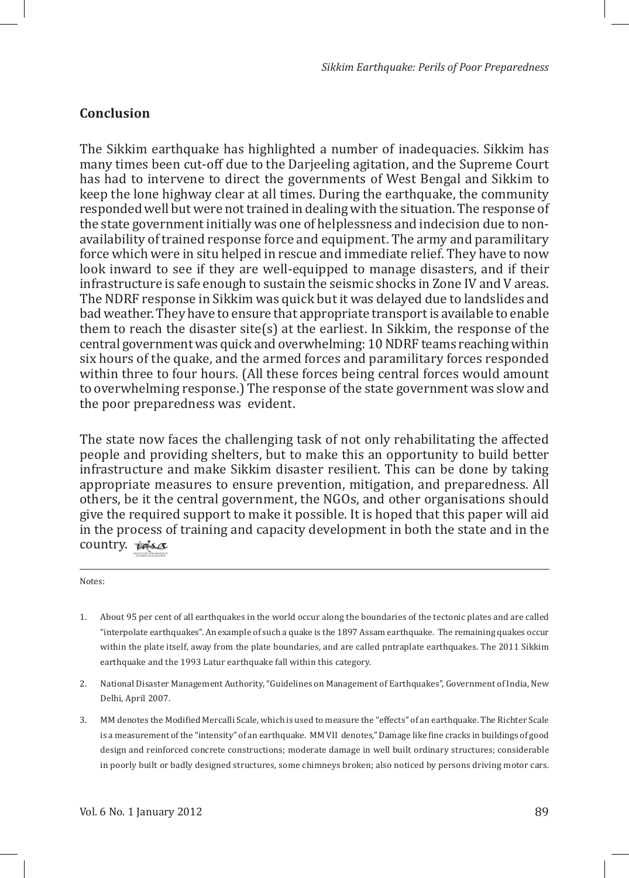## Conclusion

The Sikkim earthquake has highlighted a number of inadequacies. Sikkim has many times been cut-off due to the Darjeeling agitation, and the Supreme Court has had to intervene to direct the governments of West Bengal and Sikkim to keep the lone highway clear at all times. During the earthquake, the community responded well but were not trained in dealing with the situation. The response of the state government initially was one of helplessness and indecision due to non-availability of trained response force and equipment. The army and paramilitary force which were in situ helped in rescue and immediate relief. They have to now look inward to see if they are well-equipped to manage disasters, and if their infrastructure is safe enough to sustain the seismic shocks in Zone IV and V areas. The NDRF response in Sikkim was quick but it was delayed due to landslides and bad weather. They have to ensure that appropriate transport is available to enable them to reach the disaster site(s) at the earliest. In Sikkim, the response of the central government was quick and overwhelming: 10 NDRF teams reaching within six hours of the quake, and the armed forces and paramilitary forces responded within three to four hours. (All these forces being central forces would amount to overwhelming response.) The response of the state government was slow and the poor preparedness was evident.

The state now faces the challenging task of not only rehabilitating the affected people and providing shelters, but to make this an opportunity to build better infrastructure and make Sikkim disaster resilient. This can be done by taking appropriate measures to ensure prevention, mitigation, and preparedness. All others, be it the central government, the NGOs, and other organisations should give the required support to make it possible. It is hoped that this paper will aid in the process of training and capacity development in both the state and in the country.

---

Notes:

1. About 95 per cent of all earthquakes in the world occur along the boundaries of the tectonic plates and are called "interpolate earthquakes". An example of such a quake is the 1897 Assam earthquake. The remaining quakes occur within the plate itself, away from the plate boundaries, and are called pntraplate earthquakes. The 2011 Sikkim earthquake and the 1993 Latur earthquake fall within this category.
2. National Disaster Management Authority, "Guidelines on Management of Earthquakes", Government of India, New Delhi, April 2007.
3. MM denotes the Modified Mercalli Scale, which is used to measure the "effects" of an earthquake. The Richter Scale is a measurement of the "intensity" of an earthquake. MM VII denotes," Damage like fine cracks in buildings of good design and reinforced concrete constructions; moderate damage in well built ordinary structures; considerable in poorly built or badly designed structures, some chimneys broken; also noticed by persons driving motor cars.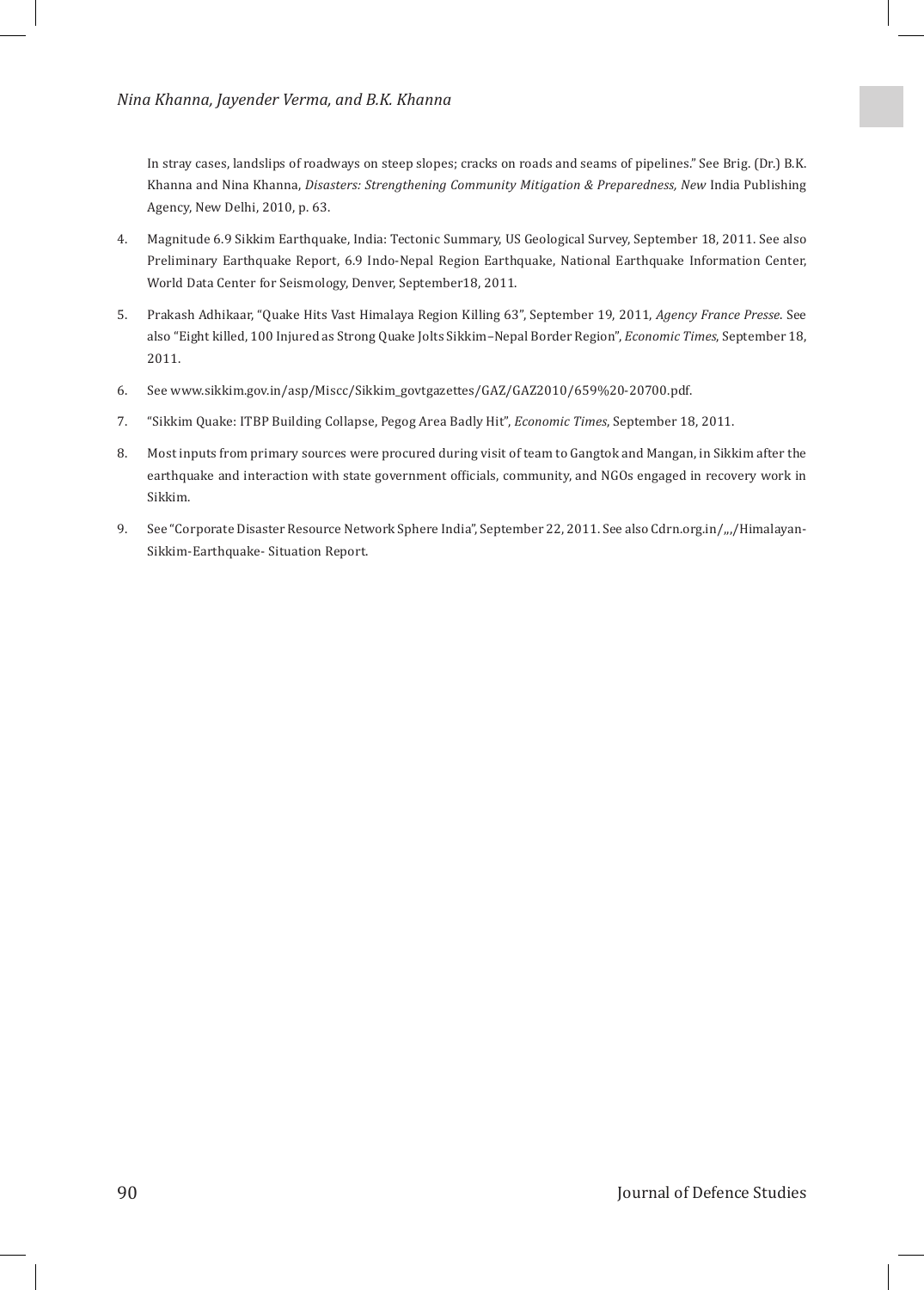In stray cases, landslips of roadways on steep slopes; cracks on roads and seams of pipelines." See Brig. (Dr.) B.K. Khanna and Nina Khanna, *Disasters: Strengthening Community Mitigation & Preparedness, New* India Publishing Agency, New Delhi, 2010, p. 63.

4. Magnitude 6.9 Sikkim Earthquake, India: Tectonic Summary, US Geological Survey, September 18, 2011. See also Preliminary Earthquake Report, 6.9 Indo-Nepal Region Earthquake, National Earthquake Information Center, World Data Center for Seismology, Denver, September18, 2011.

5. Prakash Adhikaar, "Quake Hits Vast Himalaya Region Killing 63", September 19, 2011, *Agency France Presse*. See also "Eight killed, 100 Injured as Strong Quake Jolts Sikkim–Nepal Border Region", *Economic Times*, September 18, 2011.

6. See www.sikkim.gov.in/asp/Miscc/Sikkim_govtgazettes/GAZ/GAZ2010/659%20-20700.pdf.

7. "Sikkim Quake: ITBP Building Collapse, Pegog Area Badly Hit", *Economic Times*, September 18, 2011.

8. Most inputs from primary sources were procured during visit of team to Gangtok and Mangan, in Sikkim after the earthquake and interaction with state government officials, community, and NGOs engaged in recovery work in Sikkim.

9. See "Corporate Disaster Resource Network Sphere India", September 22, 2011. See also Cdrn.org.in/,,,/Himalayan-Sikkim-Earthquake- Situation Report.